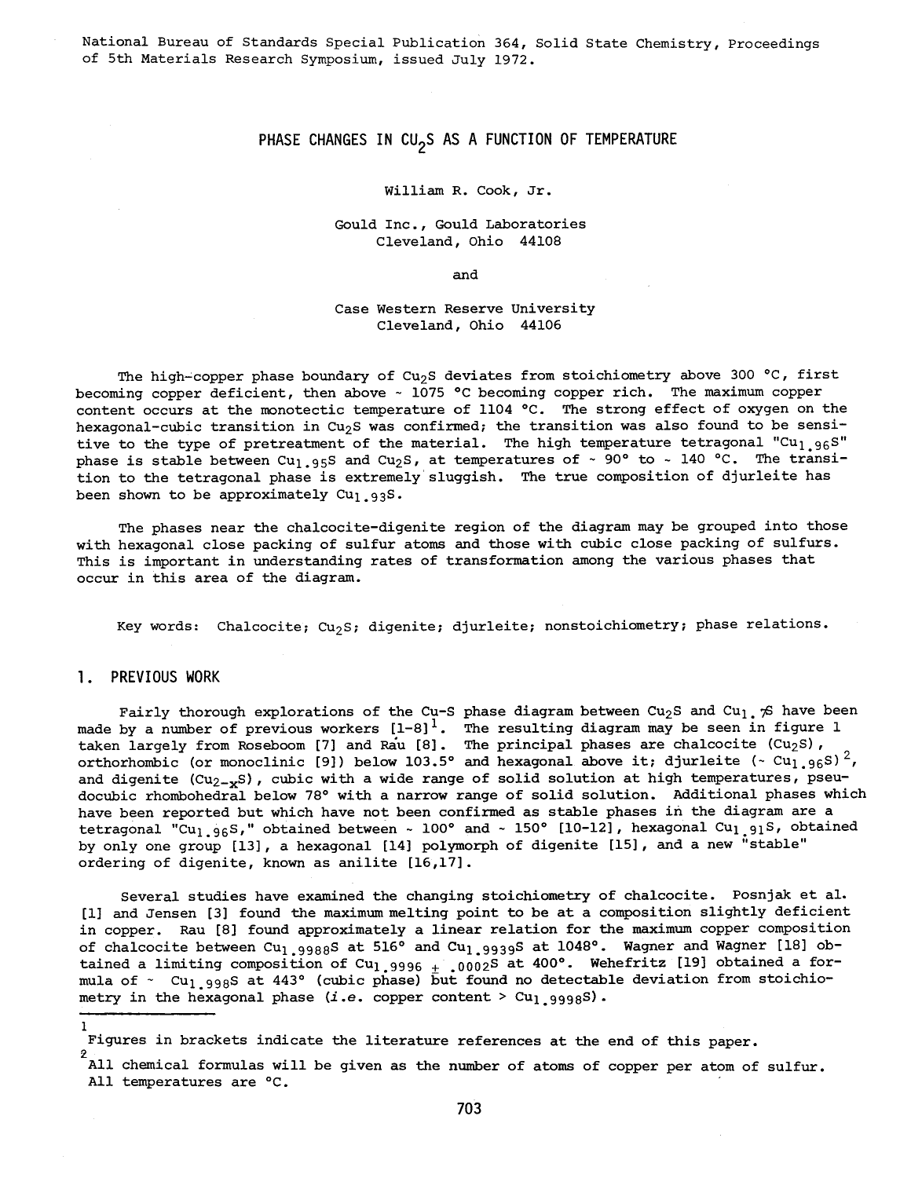National Bureau of Standards Special Publication 364, Solid State Chemistry, Proceedings of 5th Materials Research Symposium, issued July 1972.

# PHASE CHANGES IN $CU_2S$ AS A FUNCTION OF TEMPERATURE

William R. Cook, Jr.

Gould Inc., Gould Laboratories
Cleveland, Ohio 44108

and

Case Western Reserve University
Cleveland, Ohio 44106

The high-copper phase boundary of $Cu_2S$ deviates from stoichiometry above 300 °C, first becoming copper deficient, then above ~ 1075 °C becoming copper rich. The maximum copper content occurs at the monotectic temperature of 1104 °C. The strong effect of oxygen on the hexagonal-cubic transition in $Cu_2S$ was confirmed; the transition was also found to be sensitive to the type of pretreatment of the material. The high temperature tetragonal "$Cu_{1.96}S$" phase is stable between $Cu_{1.95}S$ and $Cu_2S$, at temperatures of ~ 90° to ~ 140 °C. The transition to the tetragonal phase is extremely sluggish. The true composition of djurleite has been shown to be approximately $Cu_{1.93}S$.

The phases near the chalcocite-digenite region of the diagram may be grouped into those with hexagonal close packing of sulfur atoms and those with cubic close packing of sulfurs. This is important in understanding rates of transformation among the various phases that occur in this area of the diagram.

Key words: Chalcocite; $Cu_2S$; digenite; djurleite; nonstoichiometry; phase relations.

## 1. PREVIOUS WORK

Fairly thorough explorations of the Cu-S phase diagram between $Cu_2S$ and $Cu_{1.7}S$ have been made by a number of previous workers [1-8][1]. The resulting diagram may be seen in figure 1 taken largely from Roseboom [7] and Rau [8]. The principal phases are chalcocite ($Cu_2S$), orthorhombic (or monoclinic [9]) below 103.5° and hexagonal above it; djurleite (~ $Cu_{1.96}S$)[2], and digenite ($Cu_{2-x}S$), cubic with a wide range of solid solution at high temperatures, pseudocubic rhombohedral below 78° with a narrow range of solid solution. Additional phases which have been reported but which have not been confirmed as stable phases in the diagram are a tetragonal "$Cu_{1.96}S$," obtained between ~ 100° and ~ 150° [10-12], hexagonal $Cu_{1.91}S$, obtained by only one group [13], a hexagonal [14] polymorph of digenite [15], and a new "stable" ordering of digenite, known as anilite [16,17].

Several studies have examined the changing stoichiometry of chalcocite. Posnjak et al. [1] and Jensen [3] found the maximum melting point to be at a composition slightly deficient in copper. Rau [8] found approximately a linear relation for the maximum copper composition of chalcocite between $Cu_{1.9988}S$ at 516° and $Cu_{1.9939}S$ at 1048°. Wagner and Wagner [18] obtained a limiting composition of $Cu_{1.9996 \pm .0002}S$ at 400°. Wehefritz [19] obtained a formula of ~ $Cu_{1.998}S$ at 443° (cubic phase) but found no detectable deviation from stoichiometry in the hexagonal phase (*i.e.* copper content > $Cu_{1.9998}S$).

---

[1] Figures in brackets indicate the literature references at the end of this paper.

[2] All chemical formulas will be given as the number of atoms of copper per atom of sulfur. All temperatures are °C.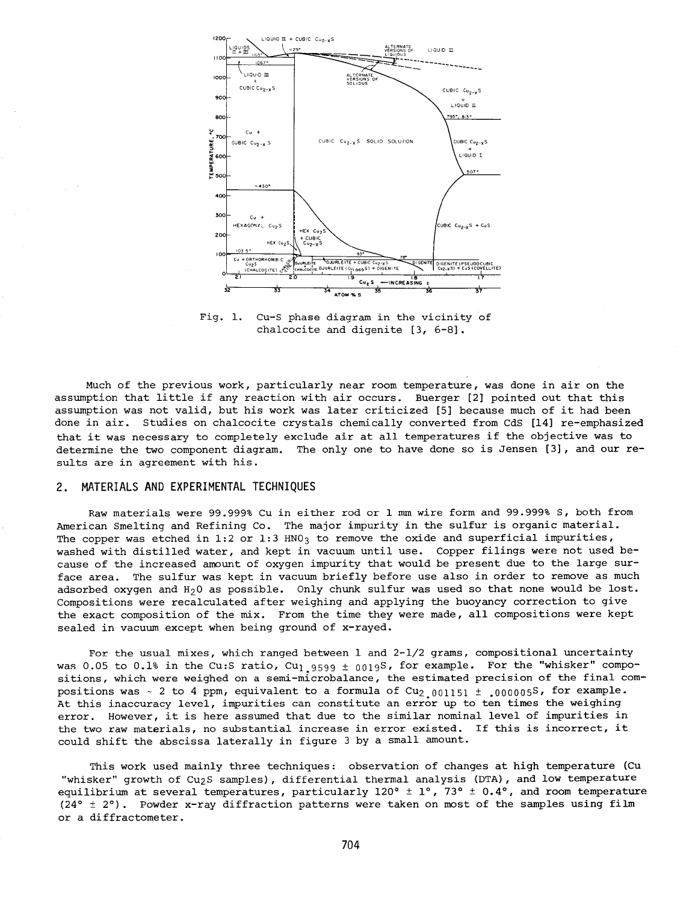Fig. 1. Cu-S phase diagram in the vicinity of chalcocite and digenite [3, 6-8].

Much of the previous work, particularly near room temperature, was done in air on the assumption that little if any reaction with air occurs. Buerger [2] pointed out that this assumption was not valid, but his work was later criticized [5] because much of it had been done in air. Studies on chalcocite crystals chemically converted from CdS [14] re-emphasized that it was necessary to completely exclude air at all temperatures if the objective was to determine the two component diagram. The only one to have done so is Jensen [3], and our results are in agreement with his.

## 2. MATERIALS AND EXPERIMENTAL TECHNIQUES

Raw materials were 99.999% Cu in either rod or 1 mm wire form and 99.999% S, both from American Smelting and Refining Co. The major impurity in the sulfur is organic material. The copper was etched in 1:2 or 1:3 $HNO_3$ to remove the oxide and superficial impurities, washed with distilled water, and kept in vacuum until use. Copper filings were not used because of the increased amount of oxygen impurity that would be present due to the large surface area. The sulfur was kept in vacuum briefly before use also in order to remove as much adsorbed oxygen and $H_2O$ as possible. Only chunk sulfur was used so that none would be lost. Compositions were recalculated after weighing and applying the buoyancy correction to give the exact composition of the mix. From the time they were made, all compositions were kept sealed in vacuum except when being ground of x-rayed.

For the usual mixes, which ranged between 1 and 2-1/2 grams, compositional uncertainty was 0.05 to 0.1% in the Cu:S ratio, $Cu_{1.9599} \pm .0019S$, for example. For the "whisker" compositions, which were weighed on a semi-microbalance, the estimated precision of the final compositions was ~ 2 to 4 ppm, equivalent to a formula of $Cu_{2.001151} \pm .000005S$, for example. At this inaccuracy level, impurities can constitute an error up to ten times the weighing error. However, it is here assumed that due to the similar nominal level of impurities in the two raw materials, no substantial increase in error existed. If this is incorrect, it could shift the abscissa laterally in figure 3 by a small amount.

This work used mainly three techniques: observation of changes at high temperature (Cu "whisker" growth of $Cu_2S$ samples), differential thermal analysis (DTA), and low temperature equilibrium at several temperatures, particularly 120° ± 1°, 73° ± 0.4°, and room temperature (24° ± 2°). Powder x-ray diffraction patterns were taken on most of the samples using film or a diffractometer.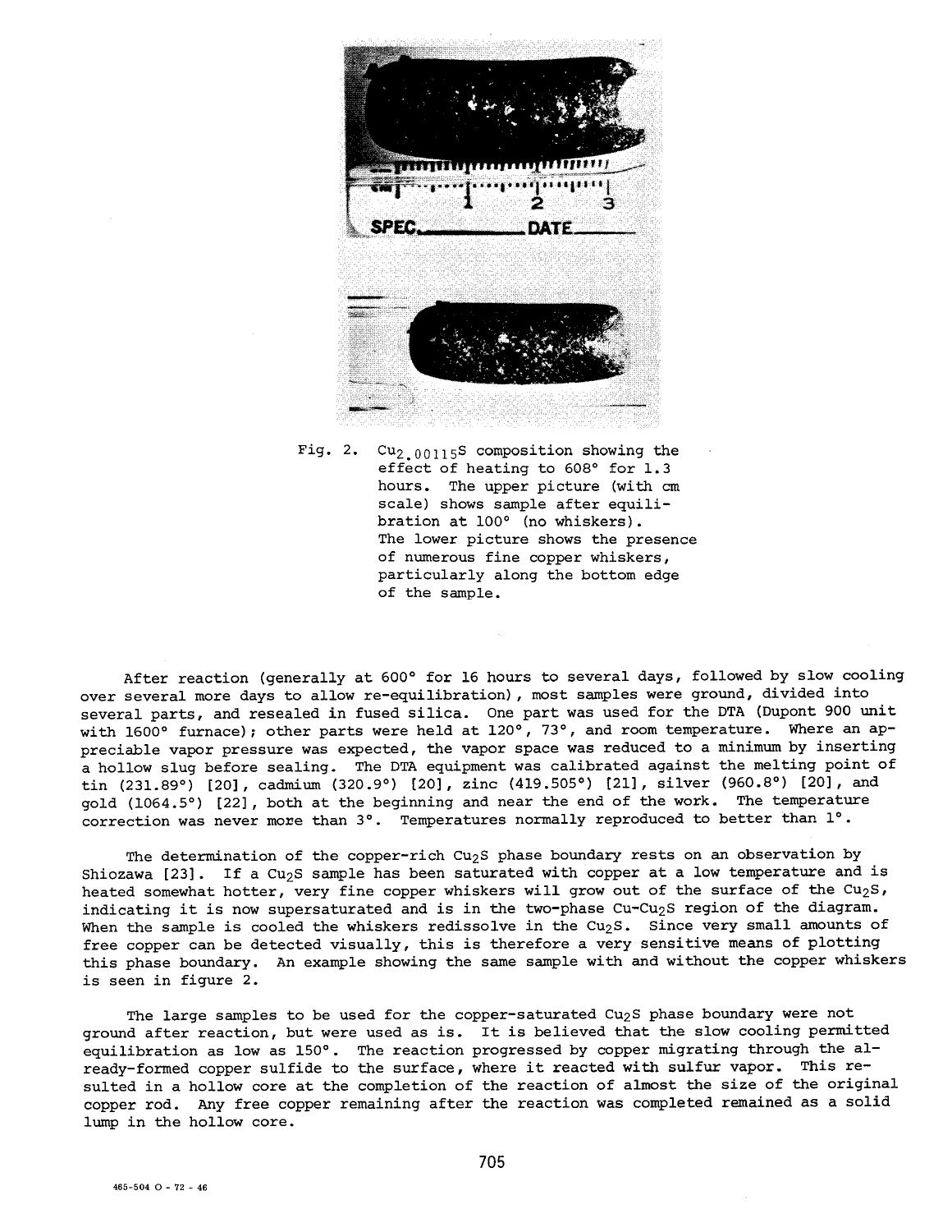Fig. 2. $Cu_{2.00115}S$ composition showing the effect of heating to 608° for 1.3 hours. The upper picture (with cm scale) shows sample after equilibration at 100° (no whiskers). The lower picture shows the presence of numerous fine copper whiskers, particularly along the bottom edge of the sample.

After reaction (generally at 600° for 16 hours to several days, followed by slow cooling over several more days to allow re-equilibration), most samples were ground, divided into several parts, and resealed in fused silica. One part was used for the DTA (Dupont 900 unit with 1600° furnace); other parts were held at 120°, 73°, and room temperature. Where an appreciable vapor pressure was expected, the vapor space was reduced to a minimum by inserting a hollow slug before sealing. The DTA equipment was calibrated against the melting point of tin (231.89°) [20], cadmium (320.9°) [20], zinc (419.505°) [21], silver (960.8°) [20], and gold (1064.5°) [22], both at the beginning and near the end of the work. The temperature correction was never more than 3°. Temperatures normally reproduced to better than 1°.

The determination of the copper-rich $Cu_2S$ phase boundary rests on an observation by Shiozawa [23]. If a $Cu_2S$ sample has been saturated with copper at a low temperature and is heated somewhat hotter, very fine copper whiskers will grow out of the surface of the $Cu_2S$, indicating it is now supersaturated and is in the two-phase Cu-$Cu_2S$ region of the diagram. When the sample is cooled the whiskers redissolve in the $Cu_2S$. Since very small amounts of free copper can be detected visually, this is therefore a very sensitive means of plotting this phase boundary. An example showing the same sample with and without the copper whiskers is seen in figure 2.

The large samples to be used for the copper-saturated $Cu_2S$ phase boundary were not ground after reaction, but were used as is. It is believed that the slow cooling permitted equilibration as low as 150°. The reaction progressed by copper migrating through the already-formed copper sulfide to the surface, where it reacted with sulfur vapor. This resulted in a hollow core at the completion of the reaction of almost the size of the original copper rod. Any free copper remaining after the reaction was completed remained as a solid lump in the hollow core.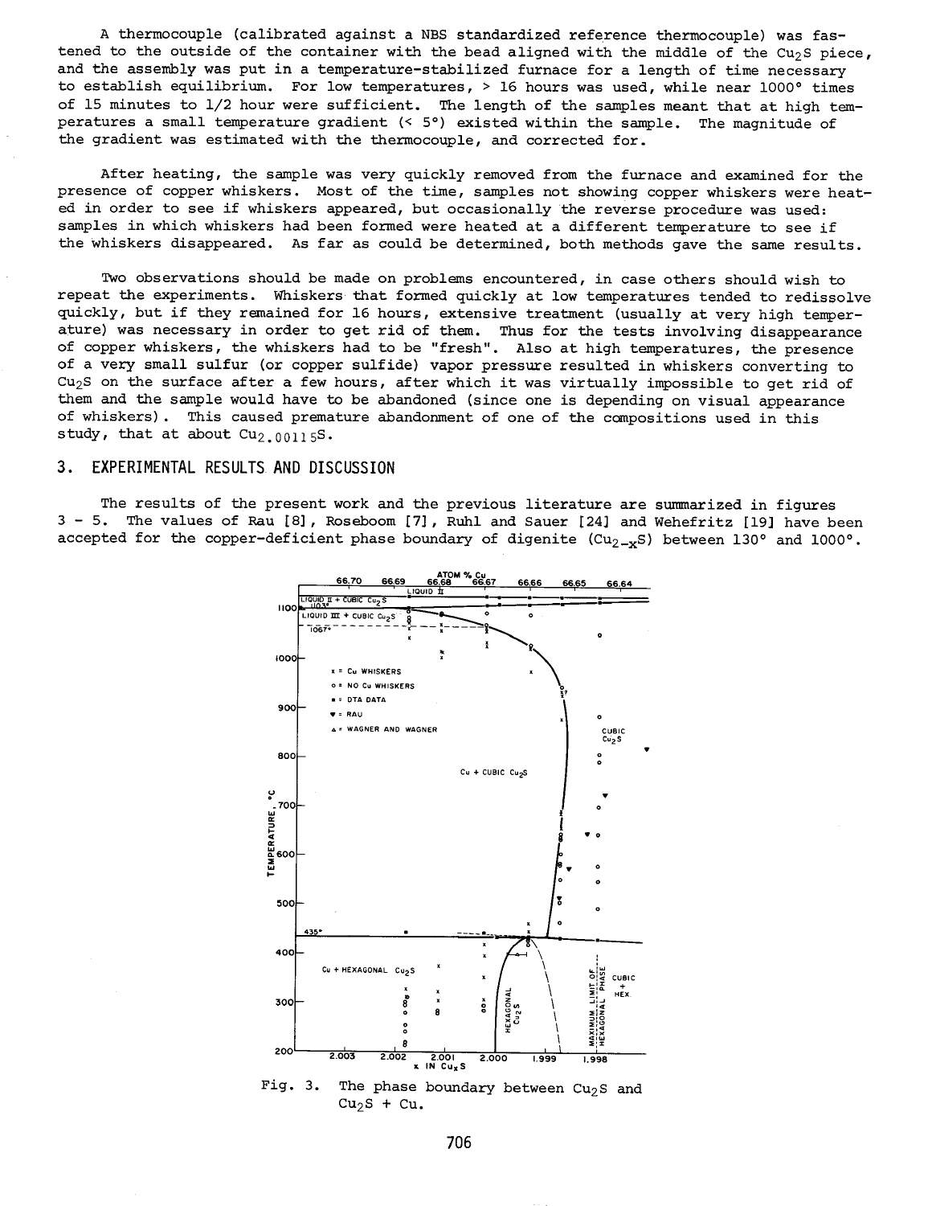A thermocouple (calibrated against a NBS standardized reference thermocouple) was fastened to the outside of the container with the bead aligned with the middle of the $Cu_2S$ piece, and the assembly was put in a temperature-stabilized furnace for a length of time necessary to establish equilibrium. For low temperatures, > 16 hours was used, while near 1000° times of 15 minutes to 1/2 hour were sufficient. The length of the samples meant that at high temperatures a small temperature gradient (< 5°) existed within the sample. The magnitude of the gradient was estimated with the thermocouple, and corrected for.

After heating, the sample was very quickly removed from the furnace and examined for the presence of copper whiskers. Most of the time, samples not showing copper whiskers were heated in order to see if whiskers appeared, but occasionally the reverse procedure was used: samples in which whiskers had been formed were heated at a different temperature to see if the whiskers disappeared. As far as could be determined, both methods gave the same results.

Two observations should be made on problems encountered, in case others should wish to repeat the experiments. Whiskers that formed quickly at low temperatures tended to redissolve quickly, but if they remained for 16 hours, extensive treatment (usually at very high temperature) was necessary in order to get rid of them. Thus for the tests involving disappearance of copper whiskers, the whiskers had to be "fresh". Also at high temperatures, the presence of a very small sulfur (or copper sulfide) vapor pressure resulted in whiskers converting to $Cu_2S$ on the surface after a few hours, after which it was virtually impossible to get rid of them and the sample would have to be abandoned (since one is depending on visual appearance of whiskers). This caused premature abandonment of one of the compositions used in this study, that at about $Cu_{2.00115}S$.

## 3. EXPERIMENTAL RESULTS AND DISCUSSION

The results of the present work and the previous literature are summarized in figures 3 - 5. The values of Rau [8], Roseboom [7], Ruhl and Sauer [24] and Wehefritz [19] have been accepted for the copper-deficient phase boundary of digenite ($Cu_{2-x}S$) between 130° and 1000°.

Fig. 3. The phase boundary between $Cu_2S$ and $Cu_2S$ + Cu.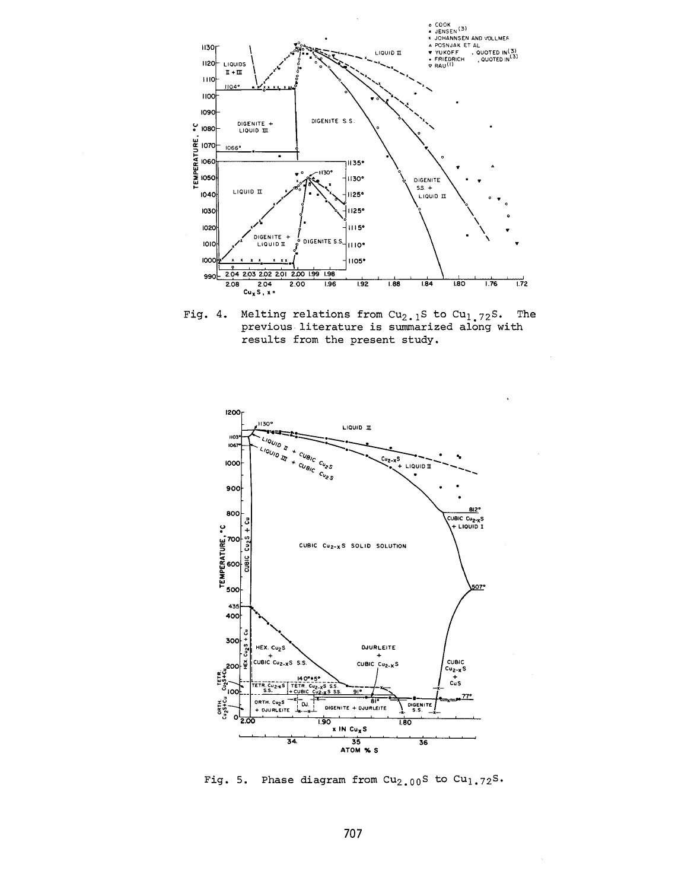Fig. 4. Melting relations from $Cu_{2.1}S$ to $Cu_{1.72}S$. The previous literature is summarized along with results from the present study.

Fig. 5. Phase diagram from $Cu_{2.00}S$ to $Cu_{1.72}S$.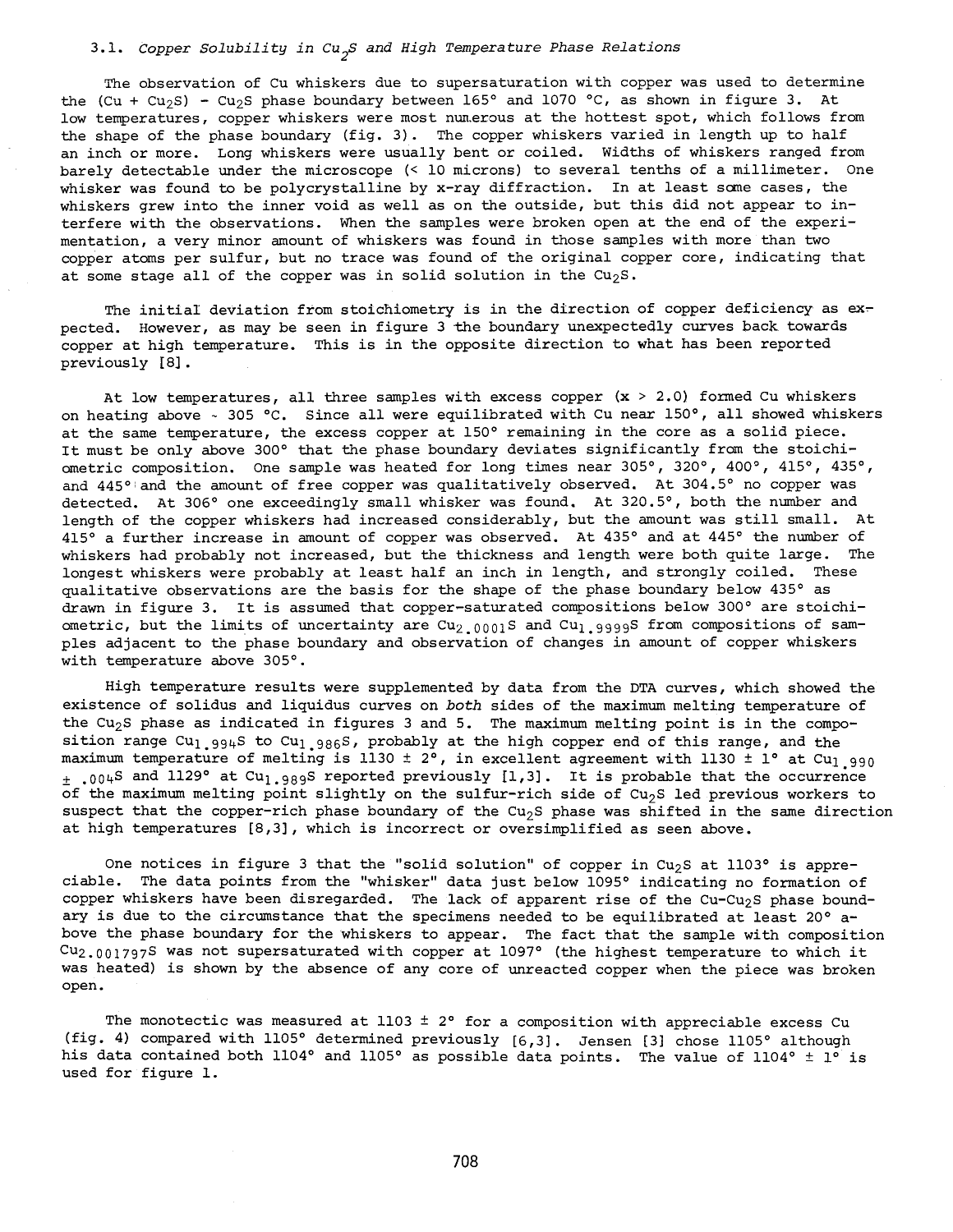### 3.1. *Copper Solubility in $Cu_2S$ and High Temperature Phase Relations*

The observation of Cu whiskers due to supersaturation with copper was used to determine the ($Cu + Cu_2S$) - $Cu_2S$ phase boundary between 165° and 1070 °C, as shown in figure 3. At low temperatures, copper whiskers were most numerous at the hottest spot, which follows from the shape of the phase boundary (fig. 3). The copper whiskers varied in length up to half an inch or more. Long whiskers were usually bent or coiled. Widths of whiskers ranged from barely detectable under the microscope (< 10 microns) to several tenths of a millimeter. One whisker was found to be polycrystalline by x-ray diffraction. In at least some cases, the whiskers grew into the inner void as well as on the outside, but this did not appear to interfere with the observations. When the samples were broken open at the end of the experimentation, a very minor amount of whiskers was found in those samples with more than two copper atoms per sulfur, but no trace was found of the original copper core, indicating that at some stage all of the copper was in solid solution in the $Cu_2S$.

The initial deviation from stoichiometry is in the direction of copper deficiency as expected. However, as may be seen in figure 3 the boundary unexpectedly curves back towards copper at high temperature. This is in the opposite direction to what has been reported previously [8].

At low temperatures, all three samples with excess copper ($x > 2.0$) formed Cu whiskers on heating above ~ 305 °C. Since all were equilibrated with Cu near 150°, all showed whiskers at the same temperature, the excess copper at 150° remaining in the core as a solid piece. It must be only above 300° that the phase boundary deviates significantly from the stoichiometric composition. One sample was heated for long times near 305°, 320°, 400°, 415°, 435°, and 445° and the amount of free copper was qualitatively observed. At 304.5° no copper was detected. At 306° one exceedingly small whisker was found. At 320.5°, both the number and length of the copper whiskers had increased considerably, but the amount was still small. At 415° a further increase in amount of copper was observed. At 435° and at 445° the number of whiskers had probably not increased, but the thickness and length were both quite large. The longest whiskers were probably at least half an inch in length, and strongly coiled. These qualitative observations are the basis for the shape of the phase boundary below 435° as drawn in figure 3. It is assumed that copper-saturated compositions below 300° are stoichiometric, but the limits of uncertainty are $Cu_{2.0001}S$ and $Cu_{1.9999}S$ from compositions of samples adjacent to the phase boundary and observation of changes in amount of copper whiskers with temperature above 305°.

High temperature results were supplemented by data from the DTA curves, which showed the existence of solidus and liquidus curves on *both* sides of the maximum melting temperature of the $Cu_2S$ phase as indicated in figures 3 and 5. The maximum melting point is in the composition range $Cu_{1.994}S$ to $Cu_{1.986}S$, probably at the high copper end of this range, and the maximum temperature of melting is 1130 ± 2°, in excellent agreement with 1130 ± 1° at $Cu_{1.990 \pm .004}S$ and 1129° at $Cu_{1.989}S$ reported previously [1,3]. It is probable that the occurrence of the maximum melting point slightly on the sulfur-rich side of $Cu_2S$ led previous workers to suspect that the copper-rich phase boundary of the $Cu_2S$ phase was shifted in the same direction at high temperatures [8,3], which is incorrect or oversimplified as seen above.

One notices in figure 3 that the "solid solution" of copper in $Cu_2S$ at 1103° is appreciable. The data points from the "whisker" data just below 1095° indicating no formation of copper whiskers have been disregarded. The lack of apparent rise of the Cu-$Cu_2S$ phase boundary is due to the circumstance that the specimens needed to be equilibrated at least 20° above the phase boundary for the whiskers to appear. The fact that the sample with composition $Cu_{2.001797}S$ was not supersaturated with copper at 1097° (the highest temperature to which it was heated) is shown by the absence of any core of unreacted copper when the piece was broken open.

The monotectic was measured at 1103 ± 2° for a composition with appreciable excess Cu (fig. 4) compared with 1105° determined previously [6,3]. Jensen [3] chose 1105° although his data contained both 1104° and 1105° as possible data points. The value of 1104° ± 1° is used for figure 1.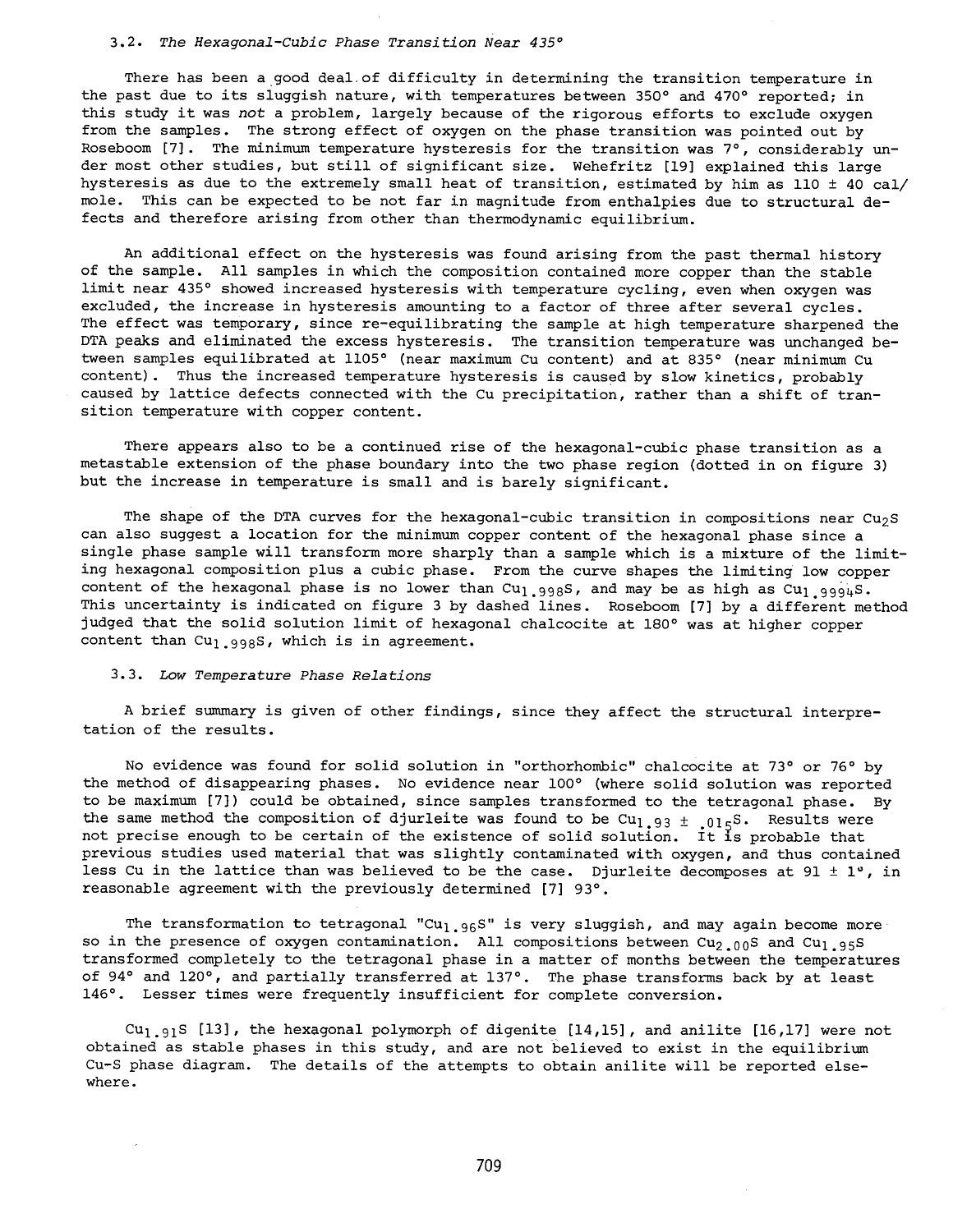### 3.2. *The Hexagonal-Cubic Phase Transition Near 435°*

There has been a good deal of difficulty in determining the transition temperature in the past due to its sluggish nature, with temperatures between 350° and 470° reported; in this study it was *not* a problem, largely because of the rigorous efforts to exclude oxygen from the samples. The strong effect of oxygen on the phase transition was pointed out by Roseboom [7]. The minimum temperature hysteresis for the transition was 7°, considerably under most other studies, but still of significant size. Wehefritz [19] explained this large hysteresis as due to the extremely small heat of transition, estimated by him as 110 ± 40 cal/mole. This can be expected to be not far in magnitude from enthalpies due to structural defects and therefore arising from other than thermodynamic equilibrium.

An additional effect on the hysteresis was found arising from the past thermal history of the sample. All samples in which the composition contained more copper than the stable limit near 435° showed increased hysteresis with temperature cycling, even when oxygen was excluded, the increase in hysteresis amounting to a factor of three after several cycles. The effect was temporary, since re-equilibrating the sample at high temperature sharpened the DTA peaks and eliminated the excess hysteresis. The transition temperature was unchanged between samples equilibrated at 1105° (near maximum Cu content) and at 835° (near minimum Cu content). Thus the increased temperature hysteresis is caused by slow kinetics, probably caused by lattice defects connected with the Cu precipitation, rather than a shift of transition temperature with copper content.

There appears also to be a continued rise of the hexagonal-cubic phase transition as a metastable extension of the phase boundary into the two phase region (dotted in on figure 3) but the increase in temperature is small and is barely significant.

The shape of the DTA curves for the hexagonal-cubic transition in compositions near $Cu_2S$ can also suggest a location for the minimum copper content of the hexagonal phase since a single phase sample will transform more sharply than a sample which is a mixture of the limiting hexagonal composition plus a cubic phase. From the curve shapes the limiting low copper content of the hexagonal phase is no lower than $Cu_{1.998}S$, and may be as high as $Cu_{1.9994}S$. This uncertainty is indicated on figure 3 by dashed lines. Roseboom [7] by a different method judged that the solid solution limit of hexagonal chalcocite at 180° was at higher copper content than $Cu_{1.998}S$, which is in agreement.

### 3.3. *Low Temperature Phase Relations*

A brief summary is given of other findings, since they affect the structural interpretation of the results.

No evidence was found for solid solution in "orthorhombic" chalcocite at 73° or 76° by the method of disappearing phases. No evidence near 100° (where solid solution was reported to be maximum [7]) could be obtained, since samples transformed to the tetragonal phase. By the same method the composition of djurleite was found to be $Cu_{1.93 \pm .01_5}S$. Results were not precise enough to be certain of the existence of solid solution. It is probable that previous studies used material that was slightly contaminated with oxygen, and thus contained less Cu in the lattice than was believed to be the case. Djurleite decomposes at 91 ± 1°, in reasonable agreement with the previously determined [7] 93°.

The transformation to tetragonal "$Cu_{1.96}S$" is very sluggish, and may again become more so in the presence of oxygen contamination. All compositions between $Cu_{2.00}S$ and $Cu_{1.95}S$ transformed completely to the tetragonal phase in a matter of months between the temperatures of 94° and 120°, and partially transferred at 137°. The phase transforms back by at least 146°. Lesser times were frequently insufficient for complete conversion.

$Cu_{1.91}S$ [13], the hexagonal polymorph of digenite [14,15], and anilite [16,17] were not obtained as stable phases in this study, and are not believed to exist in the equilibrium Cu-S phase diagram. The details of the attempts to obtain anilite will be reported elsewhere.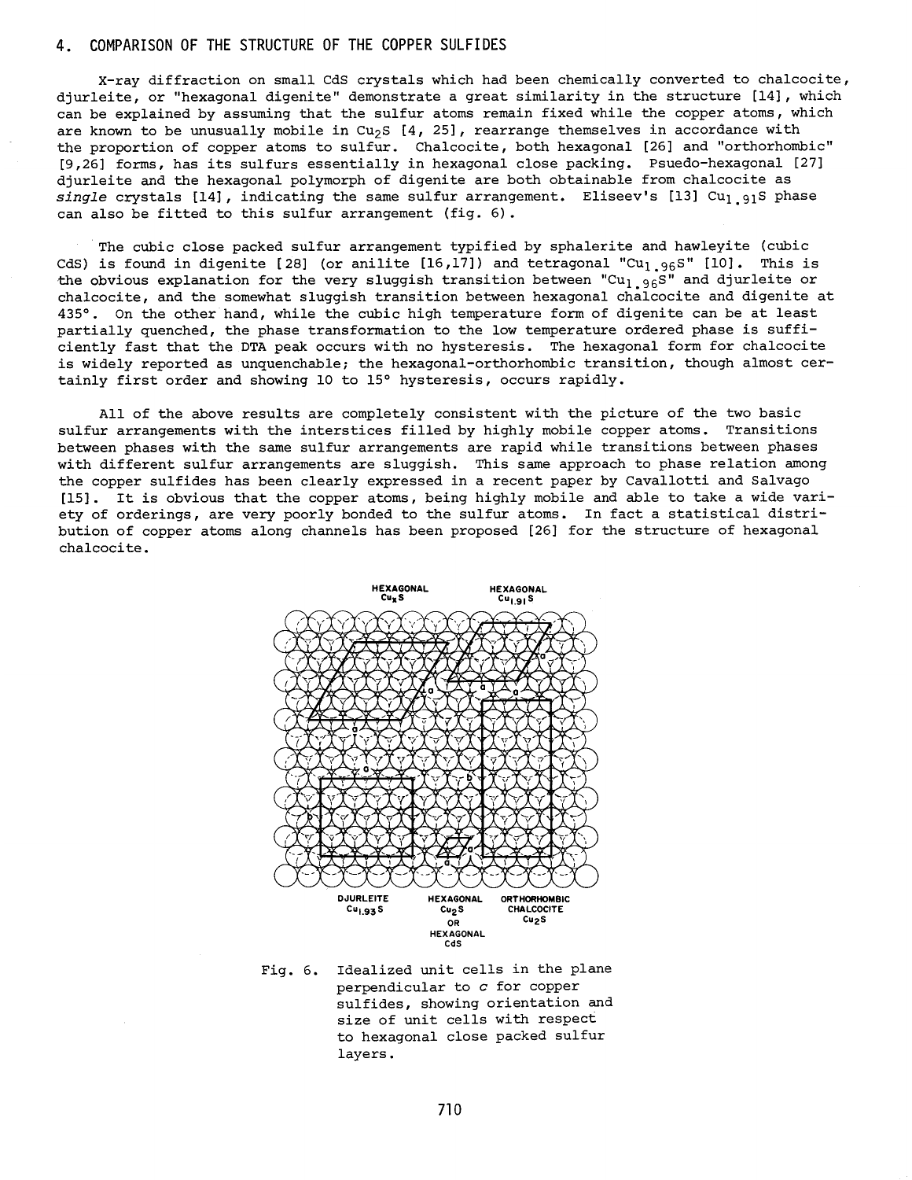## 4. COMPARISON OF THE STRUCTURE OF THE COPPER SULFIDES

X-ray diffraction on small CdS crystals which had been chemically converted to chalcocite, djurleite, or "hexagonal digenite" demonstrate a great similarity in the structure [14], which can be explained by assuming that the sulfur atoms remain fixed while the copper atoms, which are known to be unusually mobile in $Cu_2S$ [4, 25], rearrange themselves in accordance with the proportion of copper atoms to sulfur. Chalcocite, both hexagonal [26] and "orthorhombic" [9,26] forms, has its sulfurs essentially in hexagonal close packing. Psuedo-hexagonal [27] djurleite and the hexagonal polymorph of digenite are both obtainable from chalcocite as *single* crystals [14], indicating the same sulfur arrangement. Eliseev's [13] $Cu_{1.91}S$ phase can also be fitted to this sulfur arrangement (fig. 6).

The cubic close packed sulfur arrangement typified by sphalerite and hawleyite (cubic CdS) is found in digenite [28] (or anilite [16,17]) and tetragonal "$Cu_{1.96}S$" [10]. This is the obvious explanation for the very sluggish transition between "$Cu_{1.96}S$" and djurleite or chalcocite, and the somewhat sluggish transition between hexagonal chalcocite and digenite at 435°. On the other hand, while the cubic high temperature form of digenite can be at least partially quenched, the phase transformation to the low temperature ordered phase is sufficiently fast that the DTA peak occurs with no hysteresis. The hexagonal form for chalcocite is widely reported as unquenchable; the hexagonal-orthorhombic transition, though almost certainly first order and showing 10 to 15° hysteresis, occurs rapidly.

All of the above results are completely consistent with the picture of the two basic sulfur arrangements with the interstices filled by highly mobile copper atoms. Transitions between phases with the same sulfur arrangements are rapid while transitions between phases with different sulfur arrangements are sluggish. This same approach to phase relation among the copper sulfides has been clearly expressed in a recent paper by Cavallotti and Salvago [15]. It is obvious that the copper atoms, being highly mobile and able to take a wide variety of orderings, are very poorly bonded to the sulfur atoms. In fact a statistical distribution of copper atoms along channels has been proposed [26] for the structure of hexagonal chalcocite.

HEXAGONAL $Cu_xS$ — HEXAGONAL $Cu_{1.91}S$ — DJURLEITE $Cu_{1.93}S$ — HEXAGONAL $Cu_2S$ OR HEXAGONAL CdS — ORTHORHOMBIC CHALCOCITE $Cu_2S$

Fig. 6. Idealized unit cells in the plane perpendicular to *c* for copper sulfides, showing orientation and size of unit cells with respect to hexagonal close packed sulfur layers.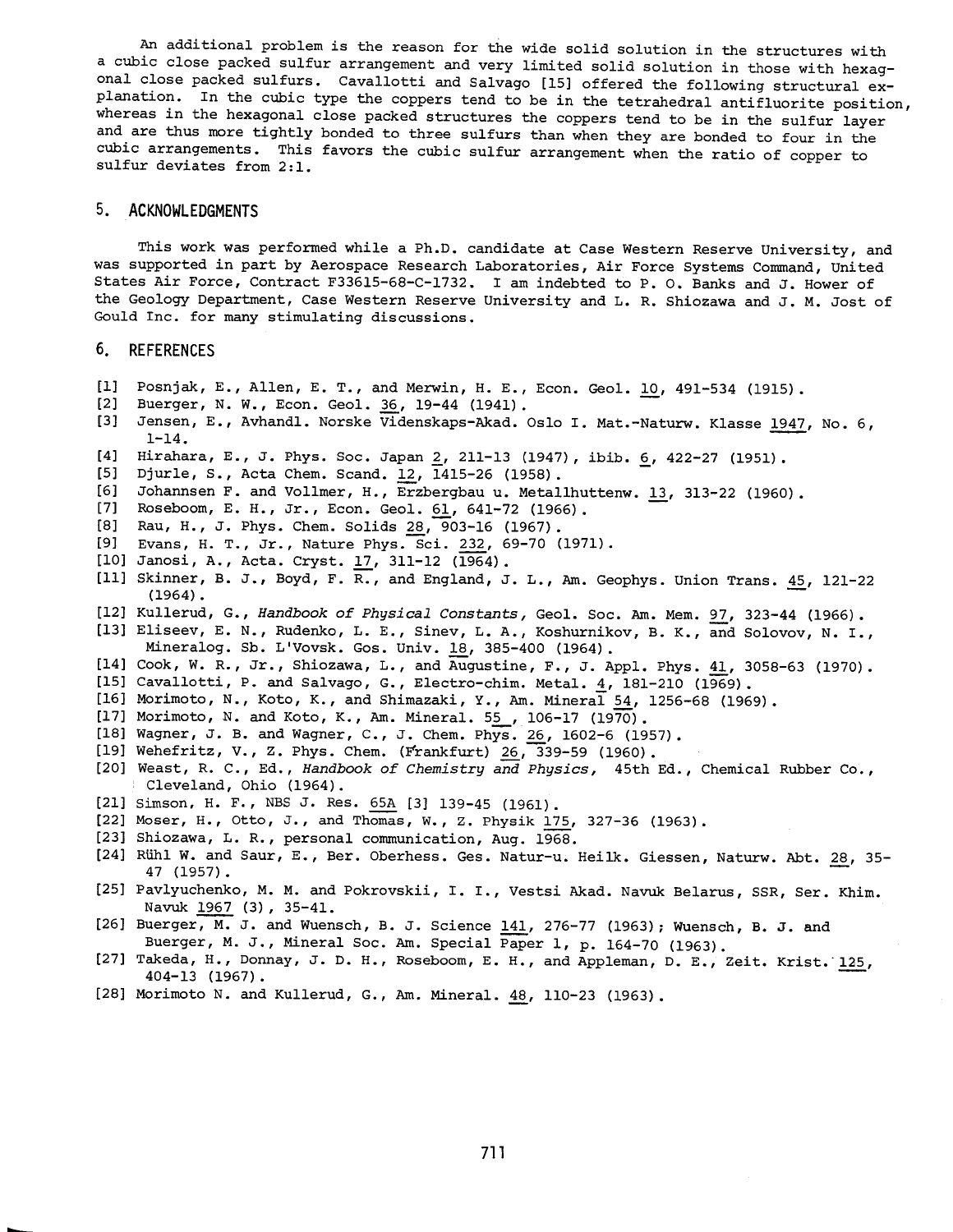An additional problem is the reason for the wide solid solution in the structures with a cubic close packed sulfur arrangement and very limited solid solution in those with hexagonal close packed sulfurs. Cavallotti and Salvago [15] offered the following structural explanation. In the cubic type the coppers tend to be in the tetrahedral antifluorite position, whereas in the hexagonal close packed structures the coppers tend to be in the sulfur layer and are thus more tightly bonded to three sulfurs than when they are bonded to four in the cubic arrangements. This favors the cubic sulfur arrangement when the ratio of copper to sulfur deviates from 2:1.

## 5. ACKNOWLEDGMENTS

This work was performed while a Ph.D. candidate at Case Western Reserve University, and was supported in part by Aerospace Research Laboratories, Air Force Systems Command, United States Air Force, Contract F33615-68-C-1732. I am indebted to P. O. Banks and J. Hower of the Geology Department, Case Western Reserve University and L. R. Shiozawa and J. M. Jost of Gould Inc. for many stimulating discussions.

## 6. REFERENCES

[1] Posnjak, E., Allen, E. T., and Merwin, H. E., Econ. Geol. 10, 491-534 (1915).
[2] Buerger, N. W., Econ. Geol. 36, 19-44 (1941).
[3] Jensen, E., Avhandl. Norske Videnskaps-Akad. Oslo I. Mat.-Naturw. Klasse 1947, No. 6, 1-14.
[4] Hirahara, E., J. Phys. Soc. Japan 2, 211-13 (1947), ibib. 6, 422-27 (1951).
[5] Djurle, S., Acta Chem. Scand. 12, 1415-26 (1958).
[6] Johannsen F. and Vollmer, H., Erzbergbau u. Metallhuttenw. 13, 313-22 (1960).
[7] Roseboom, E. H., Jr., Econ. Geol. 61, 641-72 (1966).
[8] Rau, H., J. Phys. Chem. Solids 28, 903-16 (1967).
[9] Evans, H. T., Jr., Nature Phys. Sci. 232, 69-70 (1971).
[10] Janosi, A., Acta. Cryst. 17, 311-12 (1964).
[11] Skinner, B. J., Boyd, F. R., and England, J. L., Am. Geophys. Union Trans. 45, 121-22 (1964).
[12] Kullerud, G., *Handbook of Physical Constants,* Geol. Soc. Am. Mem. 97, 323-44 (1966).
[13] Eliseev, E. N., Rudenko, L. E., Sinev, L. A., Koshurnikov, B. K., and Solovov, N. I., Mineralog. Sb. L'Vovsk. Gos. Univ. 18, 385-400 (1964).
[14] Cook, W. R., Jr., Shiozawa, L., and Augustine, F., J. Appl. Phys. 41, 3058-63 (1970).
[15] Cavallotti, P. and Salvago, G., Electro-chim. Metal. 4, 181-210 (1969).
[16] Morimoto, N., Koto, K., and Shimazaki, Y., Am. Mineral 54, 1256-68 (1969).
[17] Morimoto, N. and Koto, K., Am. Mineral. 55 , 106-17 (1970).
[18] Wagner, J. B. and Wagner, C., J. Chem. Phys. 26, 1602-6 (1957).
[19] Wehefritz, V., Z. Phys. Chem. (Frankfurt) 26, 339-59 (1960).
[20] Weast, R. C., Ed., *Handbook of Chemistry and Physics,* 45th Ed., Chemical Rubber Co., Cleveland, Ohio (1964).
[21] Simson, H. F., NBS J. Res. 65A [3] 139-45 (1961).
[22] Moser, H., Otto, J., and Thomas, W., Z. Physik 175, 327-36 (1963).
[23] Shiozawa, L. R., personal communication, Aug. 1968.
[24] Rühl W. and Saur, E., Ber. Oberhess. Ges. Natur-u. Heilk. Giessen, Naturw. Abt. 28, 35-47 (1957).
[25] Pavlyuchenko, M. M. and Pokrovskii, I. I., Vestsi Akad. Navuk Belarus, SSR, Ser. Khim. Navuk 1967 (3), 35-41.
[26] Buerger, M. J. and Wuensch, B. J. Science 141, 276-77 (1963); Wuensch, B. J. and Buerger, M. J., Mineral Soc. Am. Special Paper 1, p. 164-70 (1963).
[27] Takeda, H., Donnay, J. D. H., Roseboom, E. H., and Appleman, D. E., Zeit. Krist. 125, 404-13 (1967).
[28] Morimoto N. and Kullerud, G., Am. Mineral. 48, 110-23 (1963).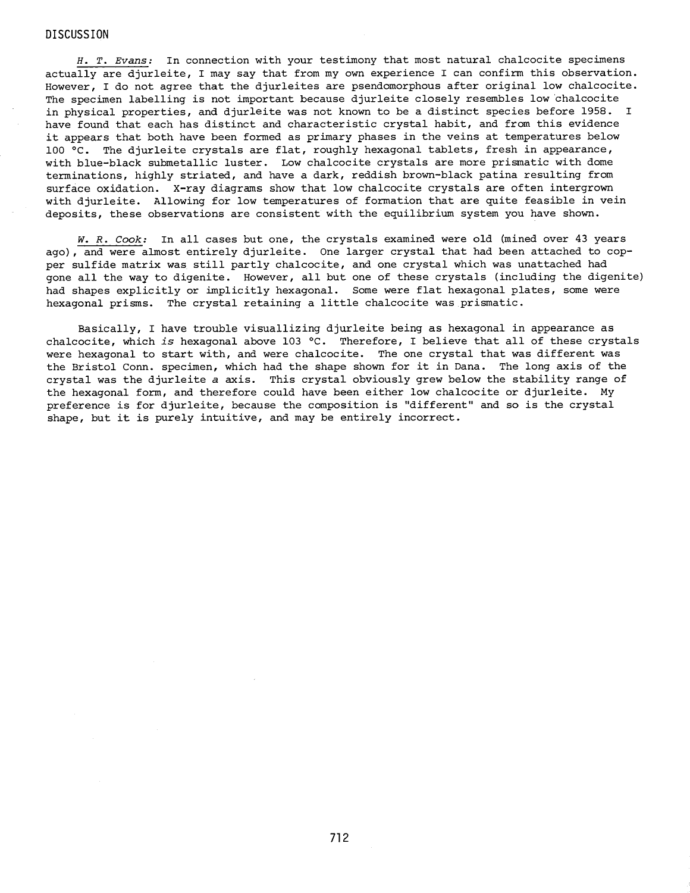# DISCUSSION

*H. T. Evans:* In connection with your testimony that most natural chalcocite specimens actually are djurleite, I may say that from my own experience I can confirm this observation. However, I do not agree that the djurleites are psendomorphous after original low chalcocite. The specimen labelling is not important because djurleite closely resembles low chalcocite in physical properties, and djurleite was not known to be a distinct species before 1958. I have found that each has distinct and characteristic crystal habit, and from this evidence it appears that both have been formed as primary phases in the veins at temperatures below 100 °C. The djurleite crystals are flat, roughly hexagonal tablets, fresh in appearance, with blue-black submetallic luster. Low chalcocite crystals are more prismatic with dome terminations, highly striated, and have a dark, reddish brown-black patina resulting from surface oxidation. X-ray diagrams show that low chalcocite crystals are often intergrown with djurleite. Allowing for low temperatures of formation that are quite feasible in vein deposits, these observations are consistent with the equilibrium system you have shown.

*W. R. Cook:* In all cases but one, the crystals examined were old (mined over 43 years ago), and were almost entirely djurleite. One larger crystal that had been attached to copper sulfide matrix was still partly chalcocite, and one crystal which was unattached had gone all the way to digenite. However, all but one of these crystals (including the digenite) had shapes explicitly or implicitly hexagonal. Some were flat hexagonal plates, some were hexagonal prisms. The crystal retaining a little chalcocite was prismatic.

Basically, I have trouble visuallizing djurleite being as hexagonal in appearance as chalcocite, which *is* hexagonal above 103 °C. Therefore, I believe that all of these crystals were hexagonal to start with, and were chalcocite. The one crystal that was different was the Bristol Conn. specimen, which had the shape shown for it in Dana. The long axis of the crystal was the djurleite *a* axis. This crystal obviously grew below the stability range of the hexagonal form, and therefore could have been either low chalcocite or djurleite. My preference is for djurleite, because the composition is "different" and so is the crystal shape, but it is purely intuitive, and may be entirely incorrect.